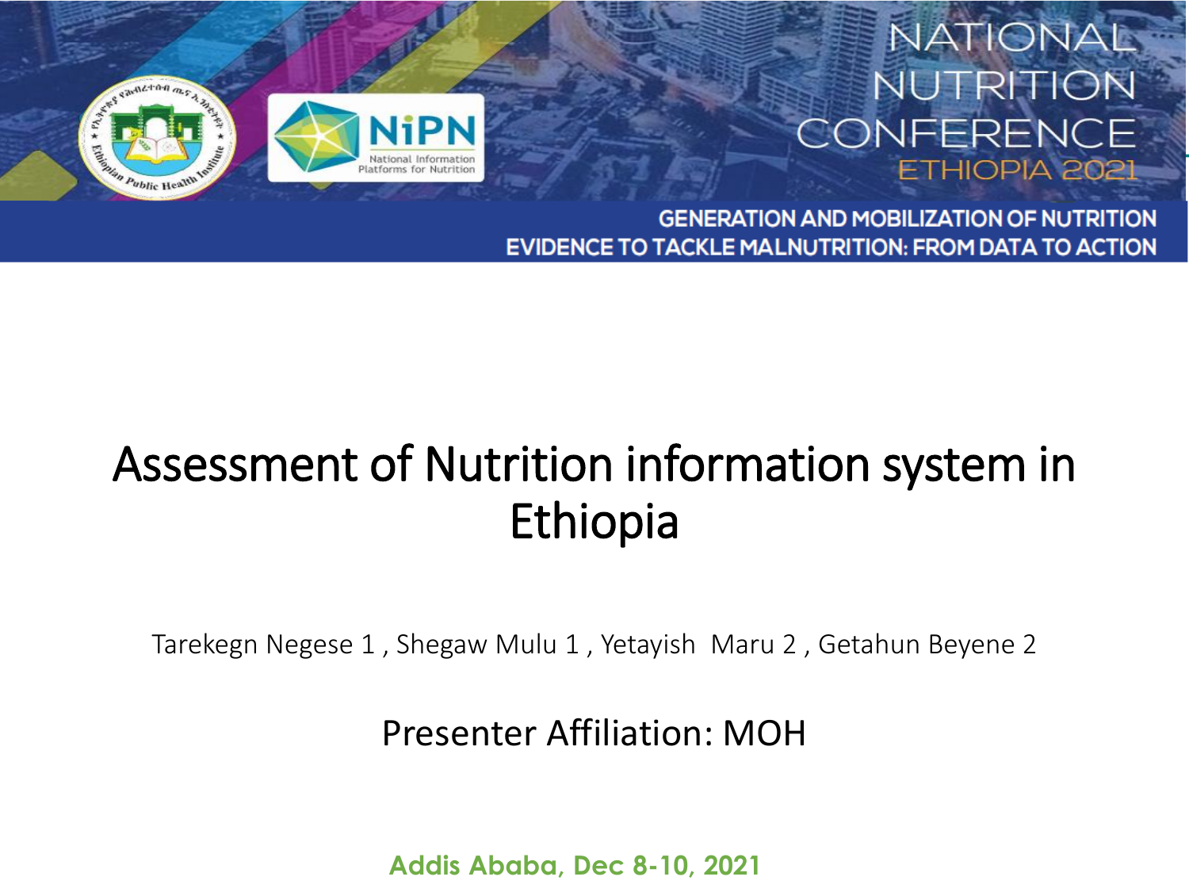NATIONAL NUTRITION CONFERENCE ETHIOPIA 2021

GENERATION AND MOBILIZATION OF NUTRITION EVIDENCE TO TACKLE MALNUTRITION: FROM DATA TO ACTION

# Assessment of Nutrition information system in Ethiopia

Tarekegn Negese [1], Shegaw Mulu [1], Yetayish Maru [2], Getahun Beyene [2]

Presenter Affiliation: MOH

**Addis Ababa, Dec 8-10, 2021**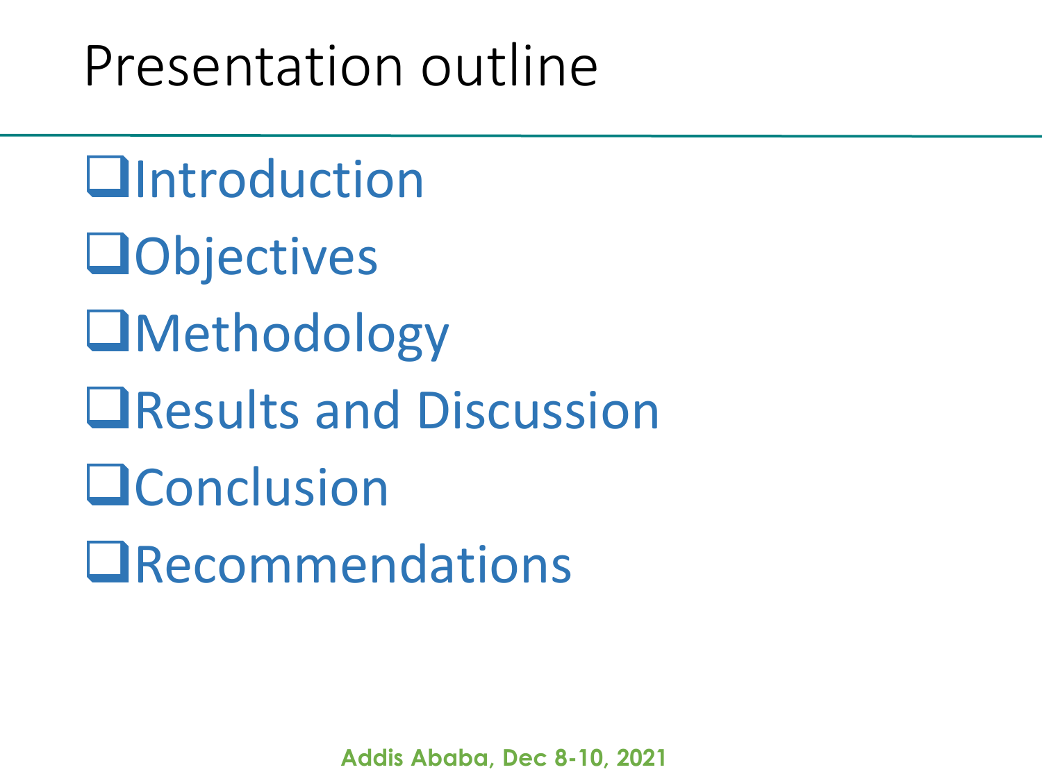# Presentation outline

- Introduction
- Objectives
- Methodology
- Results and Discussion
- Conclusion
- Recommendations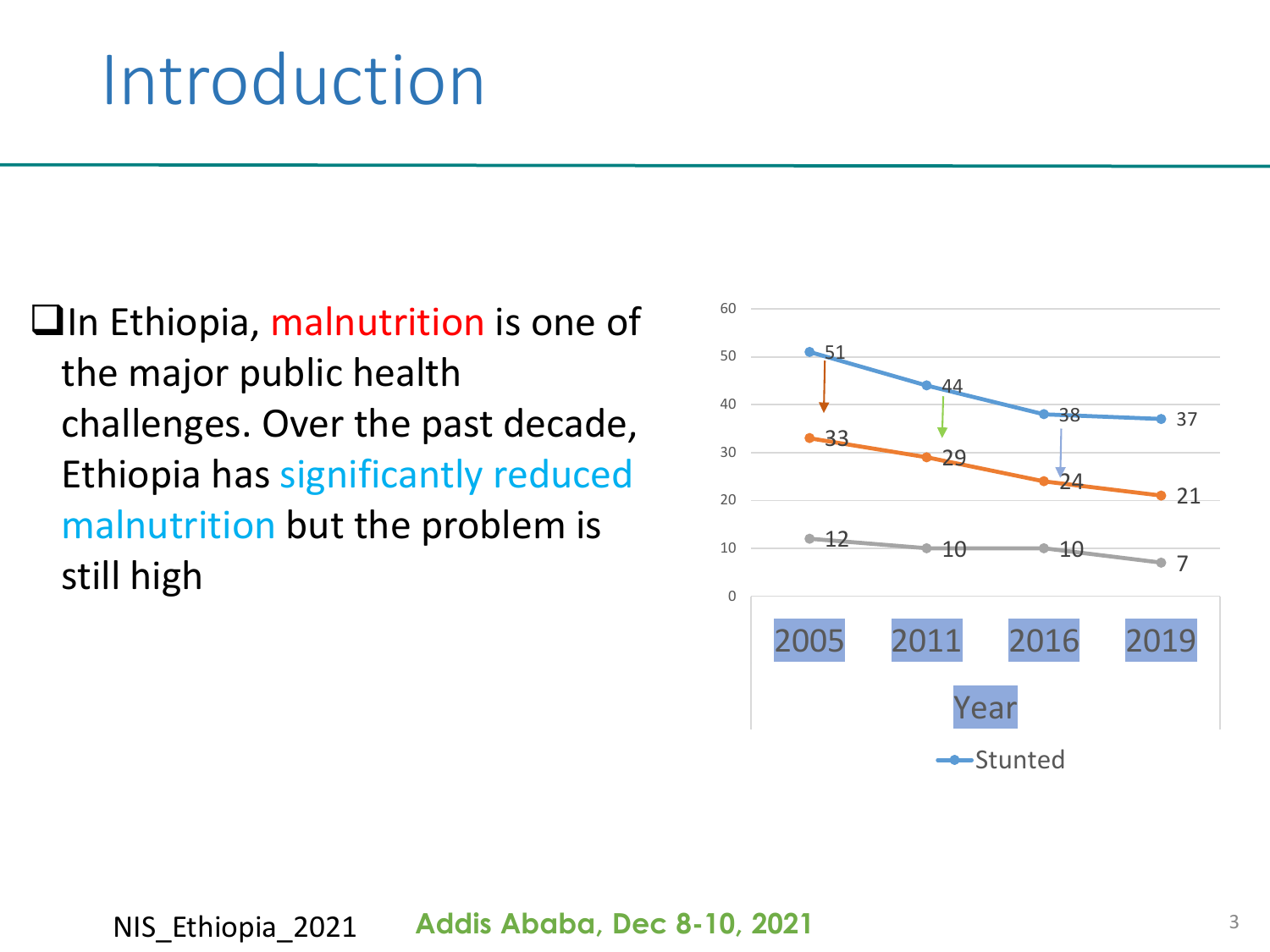# Introduction

- In Ethiopia, malnutrition is one of the major public health challenges. Over the past decade, Ethiopia has significantly reduced malnutrition but the problem is still high

| Year | 2005 | 2011 | 2016 | 2019 |
|---|---|---|---|---|
| Stunted | 51 | 44 | 38 | 37 |
| | 33 | 29 | 24 | 21 |
| | 12 | 10 | 10 | 7 |

NIS_Ethiopia_2021 **Addis Ababa, Dec 8-10, 2021**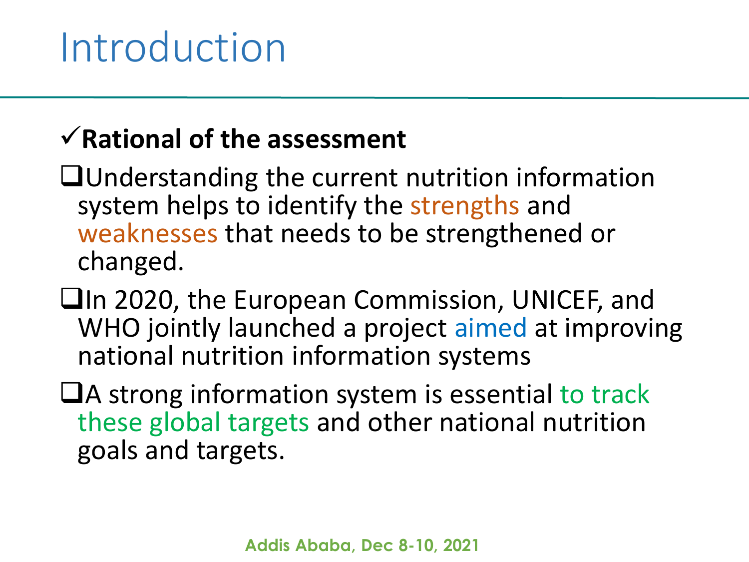# Introduction

✓**Rational of the assessment**

❑Understanding the current nutrition information system helps to identify the strengths and weaknesses that needs to be strengthened or changed.

❑In 2020, the European Commission, UNICEF, and WHO jointly launched a project aimed at improving national nutrition information systems

❑A strong information system is essential to track these global targets and other national nutrition goals and targets.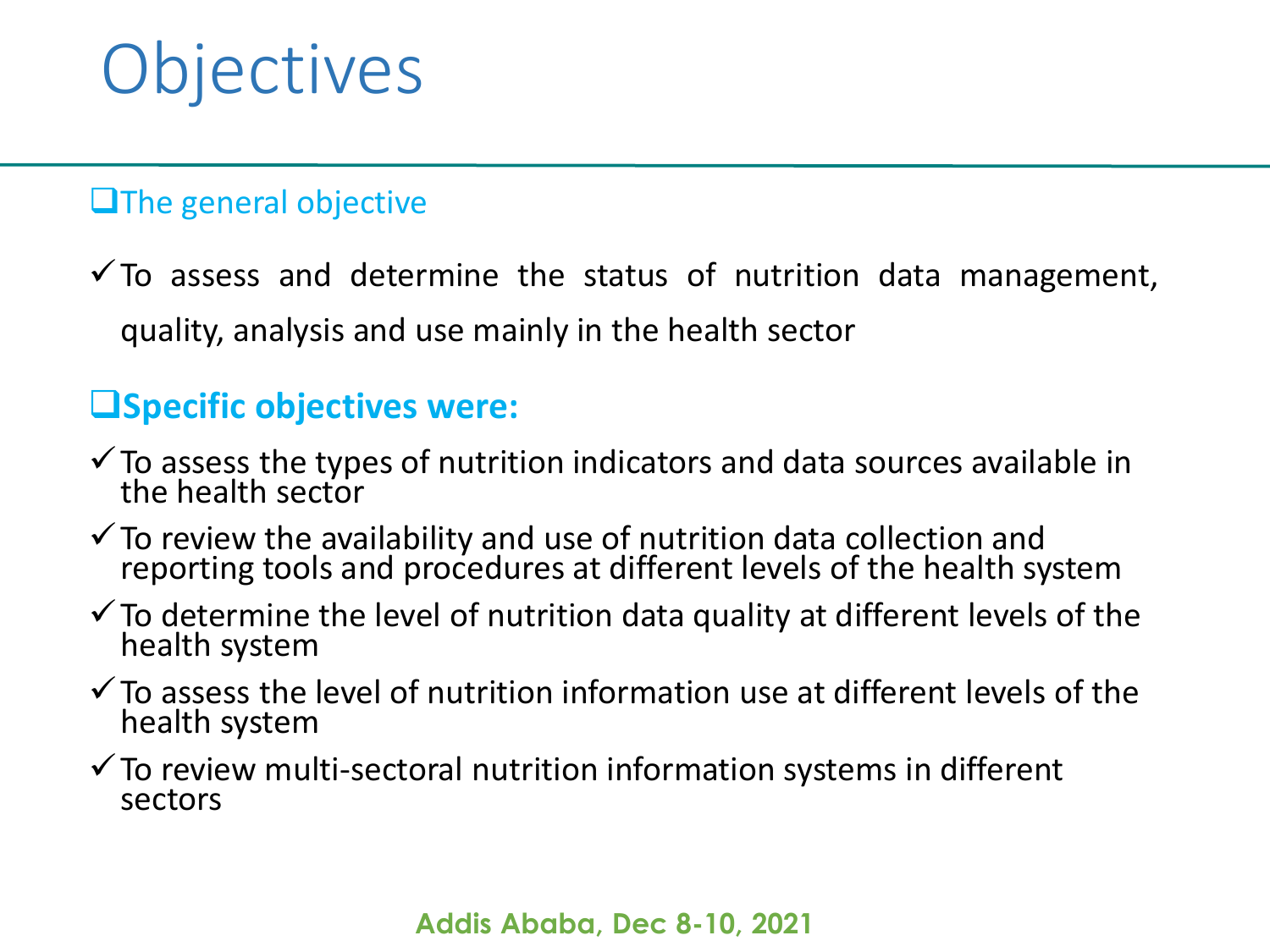# Objectives

- The general objective
  - ✓ To assess and determine the status of nutrition data management, quality, analysis and use mainly in the health sector

- **Specific objectives were:**
  - ✓ To assess the types of nutrition indicators and data sources available in the health sector
  - ✓ To review the availability and use of nutrition data collection and reporting tools and procedures at different levels of the health system
  - ✓ To determine the level of nutrition data quality at different levels of the health system
  - ✓ To assess the level of nutrition information use at different levels of the health system
  - ✓ To review multi-sectoral nutrition information systems in different sectors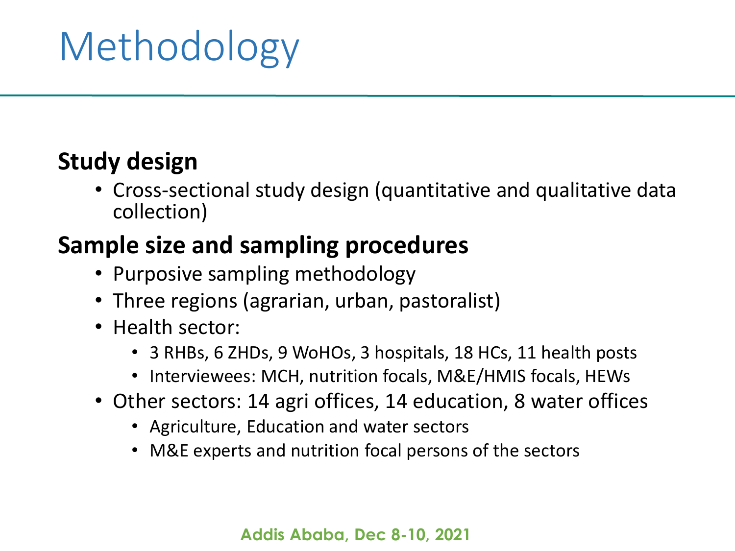# Methodology

## Study design

- Cross-sectional study design (quantitative and qualitative data collection)

## Sample size and sampling procedures

- Purposive sampling methodology
- Three regions (agrarian, urban, pastoralist)
- Health sector:
  - 3 RHBs, 6 ZHDs, 9 WoHOs, 3 hospitals, 18 HCs, 11 health posts
  - Interviewees: MCH, nutrition focals, M&E/HMIS focals, HEWs
- Other sectors: 14 agri offices, 14 education, 8 water offices
  - Agriculture, Education and water sectors
  - M&E experts and nutrition focal persons of the sectors

Addis Ababa, Dec 8-10, 2021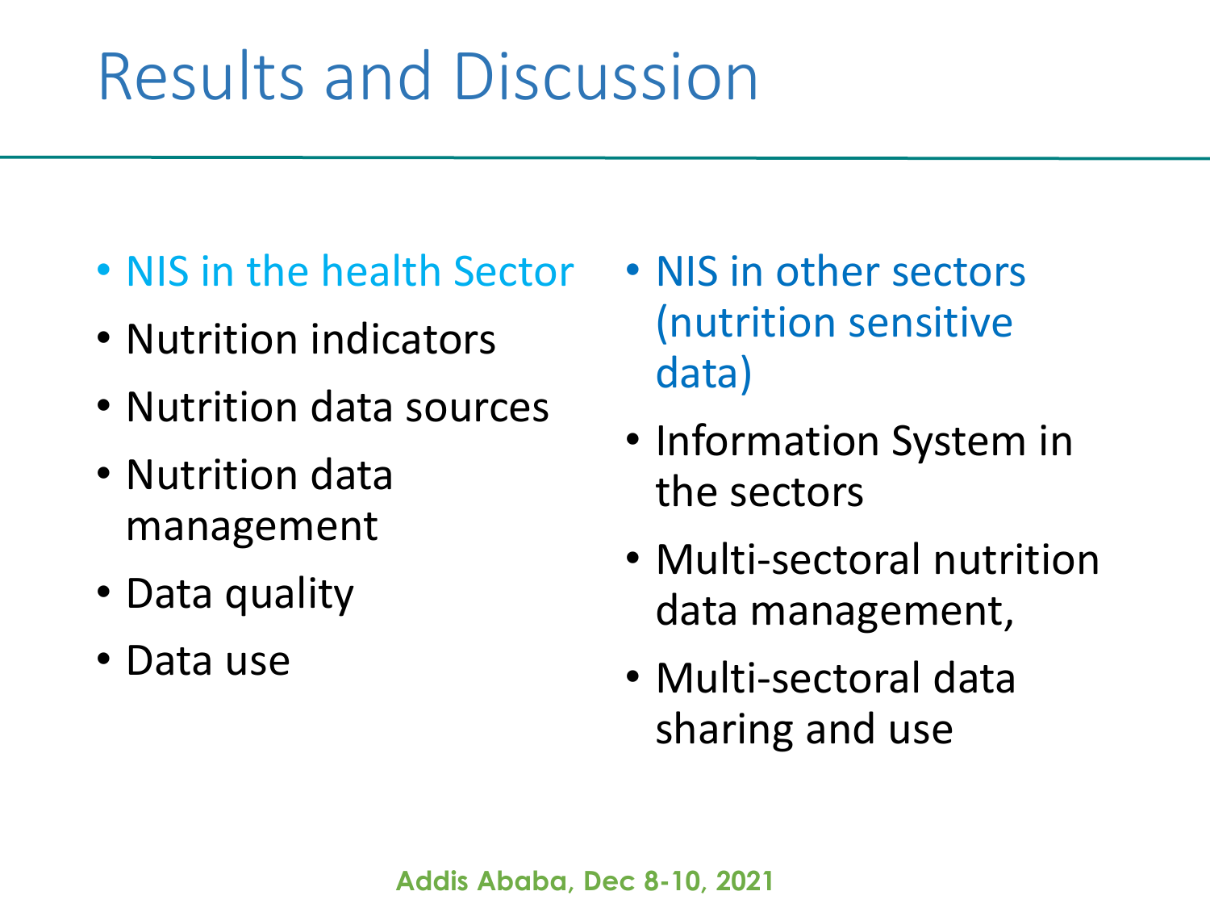# Results and Discussion

- NIS in the health Sector
- Nutrition indicators
- Nutrition data sources
- Nutrition data management
- Data quality
- Data use

- NIS in other sectors (nutrition sensitive data)
- Information System in the sectors
- Multi-sectoral nutrition data management,
- Multi-sectoral data sharing and use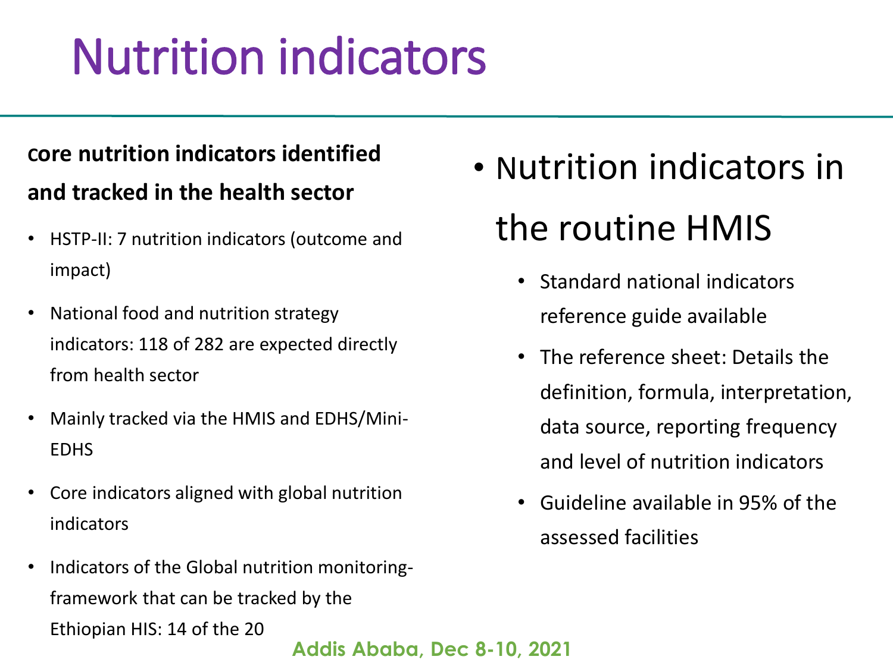# Nutrition indicators

**core nutrition indicators identified and tracked in the health sector**

- HSTP-II: 7 nutrition indicators (outcome and impact)
- National food and nutrition strategy indicators: 118 of 282 are expected directly from health sector
- Mainly tracked via the HMIS and EDHS/Mini-EDHS
- Core indicators aligned with global nutrition indicators
- Indicators of the Global nutrition monitoring-framework that can be tracked by the Ethiopian HIS: 14 of the 20

- Nutrition indicators in the routine HMIS
  - Standard national indicators reference guide available
  - The reference sheet: Details the definition, formula, interpretation, data source, reporting frequency and level of nutrition indicators
  - Guideline available in 95% of the assessed facilities

Addis Ababa, Dec 8-10, 2021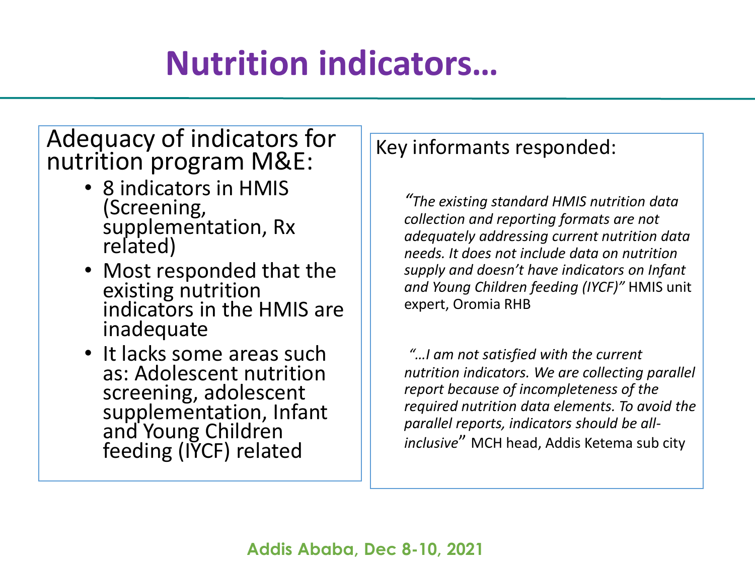# Nutrition indicators…

Adequacy of indicators for nutrition program M&E:

- 8 indicators in HMIS (Screening, supplementation, Rx related)
- Most responded that the existing nutrition indicators in the HMIS are inadequate
- It lacks some areas such as: Adolescent nutrition screening, adolescent supplementation, Infant and Young Children feeding (IYCF) related

Key informants responded:

*"The existing standard HMIS nutrition data collection and reporting formats are not adequately addressing current nutrition data needs. It does not include data on nutrition supply and doesn't have indicators on Infant and Young Children feeding (IYCF)"* HMIS unit expert, Oromia RHB

*"…I am not satisfied with the current nutrition indicators. We are collecting parallel report because of incompleteness of the required nutrition data elements. To avoid the parallel reports, indicators should be all-inclusive*" MCH head, Addis Ketema sub city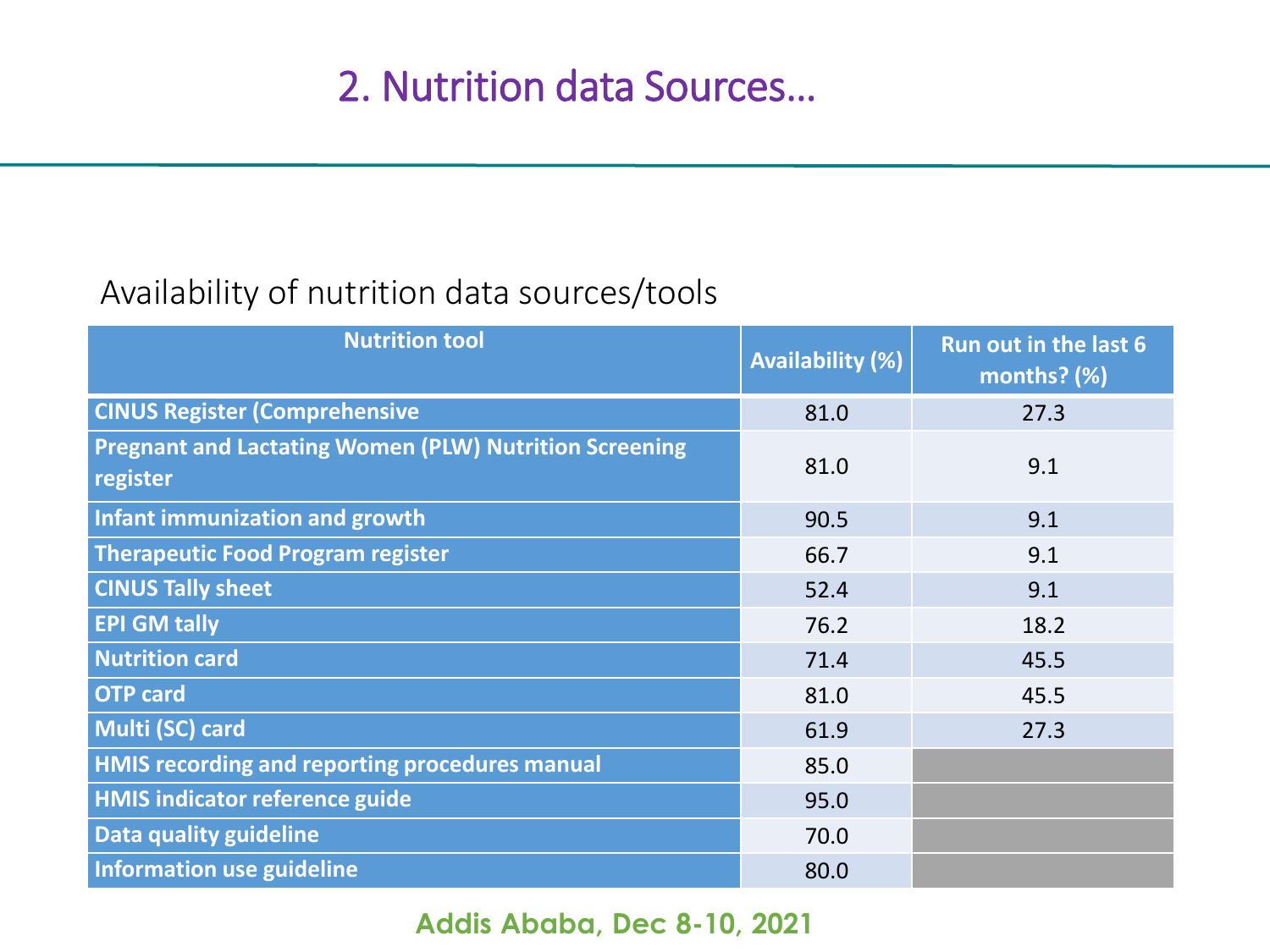# 2. Nutrition data Sources…

Availability of nutrition data sources/tools

| Nutrition tool | Availability (%) | Run out in the last 6 months? (%) |
|---|---|---|
| CINUS Register (Comprehensive | 81.0 | 27.3 |
| Pregnant and Lactating Women (PLW) Nutrition Screening register | 81.0 | 9.1 |
| Infant immunization and growth | 90.5 | 9.1 |
| Therapeutic Food Program register | 66.7 | 9.1 |
| CINUS Tally sheet | 52.4 | 9.1 |
| EPI GM tally | 76.2 | 18.2 |
| Nutrition card | 71.4 | 45.5 |
| OTP card | 81.0 | 45.5 |
| Multi (SC) card | 61.9 | 27.3 |
| HMIS recording and reporting procedures manual | 85.0 | |
| HMIS indicator reference guide | 95.0 | |
| Data quality guideline | 70.0 | |
| Information use guideline | 80.0 | |

**Addis Ababa, Dec 8-10, 2021**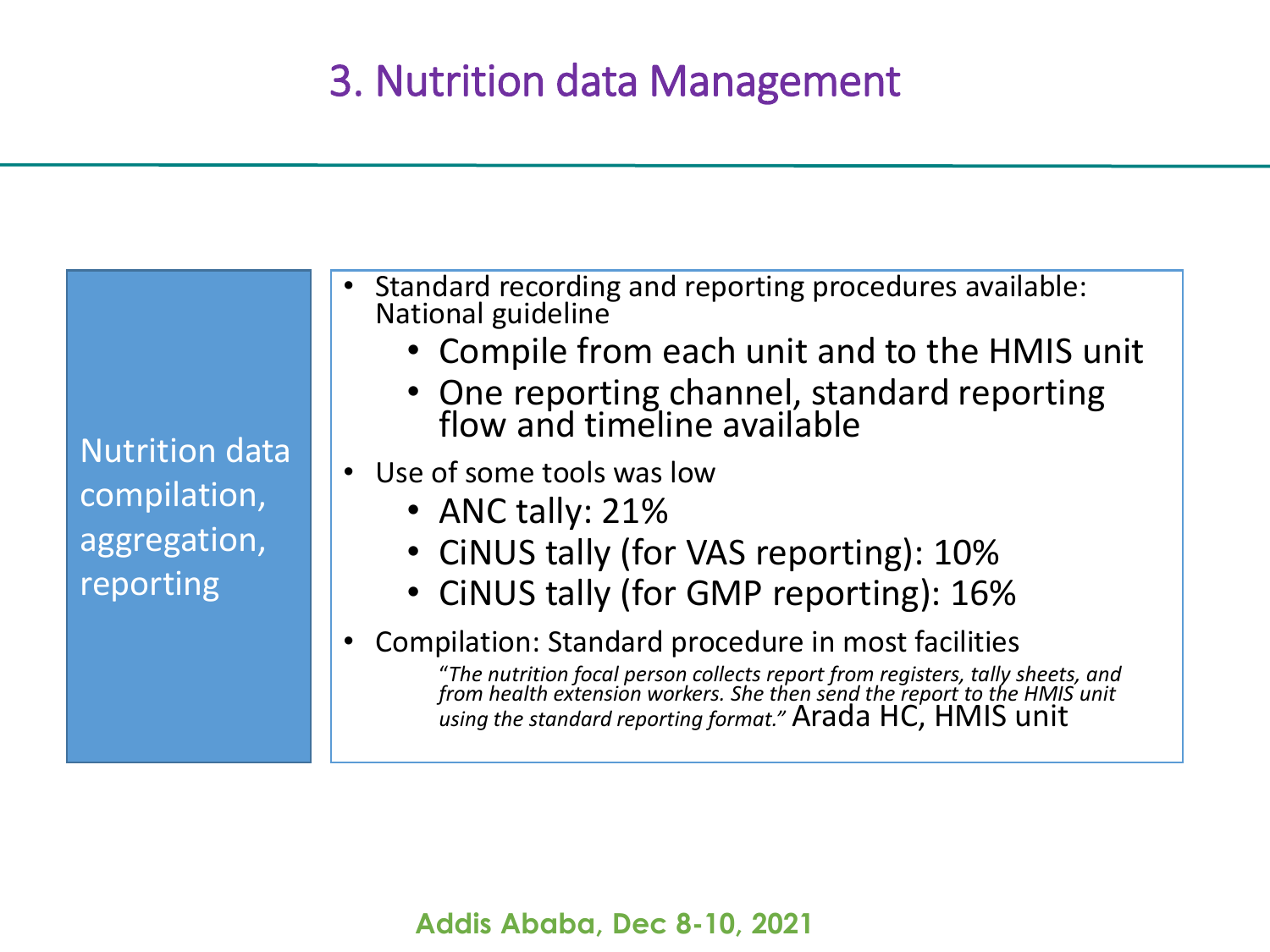# 3. Nutrition data Management

**Nutrition data compilation, aggregation, reporting**

- Standard recording and reporting procedures available: National guideline
  - Compile from each unit and to the HMIS unit
  - One reporting channel, standard reporting flow and timeline available
- Use of some tools was low
  - ANC tally: 21%
  - CiNUS tally (for VAS reporting): 10%
  - CiNUS tally (for GMP reporting): 16%
- Compilation: Standard procedure in most facilities

  *"The nutrition focal person collects report from registers, tally sheets, and from health extension workers. She then send the report to the HMIS unit using the standard reporting format."* Arada HC, HMIS unit

Addis Ababa, Dec 8-10, 2021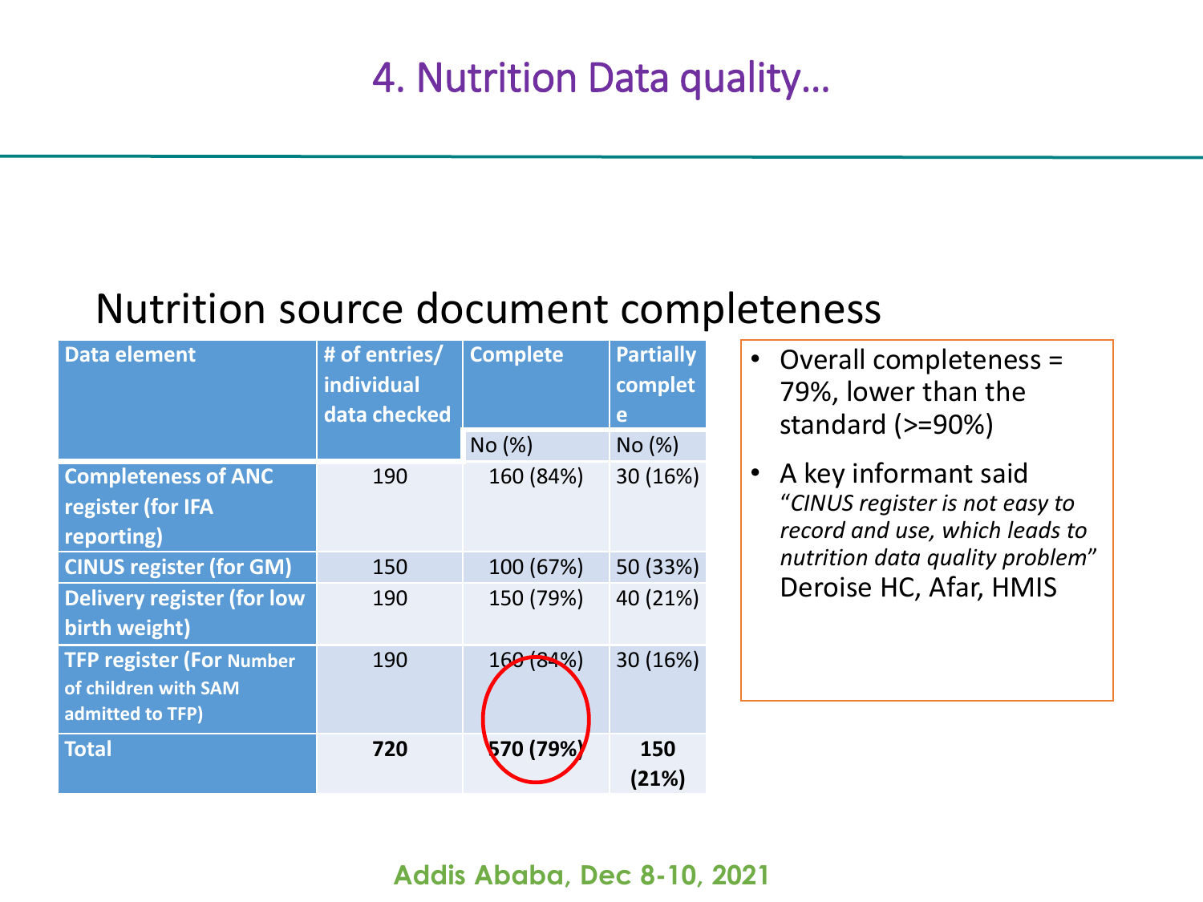# 4. Nutrition Data quality…

## Nutrition source document completeness

| Data element | # of entries/ individual data checked | Complete | Partially complete |
|---|---|---|---|
| | | No (%) | No (%) |
| **Completeness of ANC register (for IFA reporting)** | 190 | 160 (84%) | 30 (16%) |
| **CINUS register (for GM)** | 150 | 100 (67%) | 50 (33%) |
| **Delivery register (for low birth weight)** | 190 | 150 (79%) | 40 (21%) |
| **TFP register (For Number of children with SAM admitted to TFP)** | 190 | 160 (84%) | 30 (16%) |
| **Total** | **720** | **570 (79%)** | **150 (21%)** |

- Overall completeness = 79%, lower than the standard (>=90%)
- A key informant said *"CINUS register is not easy to record and use, which leads to nutrition data quality problem"* Deroise HC, Afar, HMIS

Addis Ababa, Dec 8-10, 2021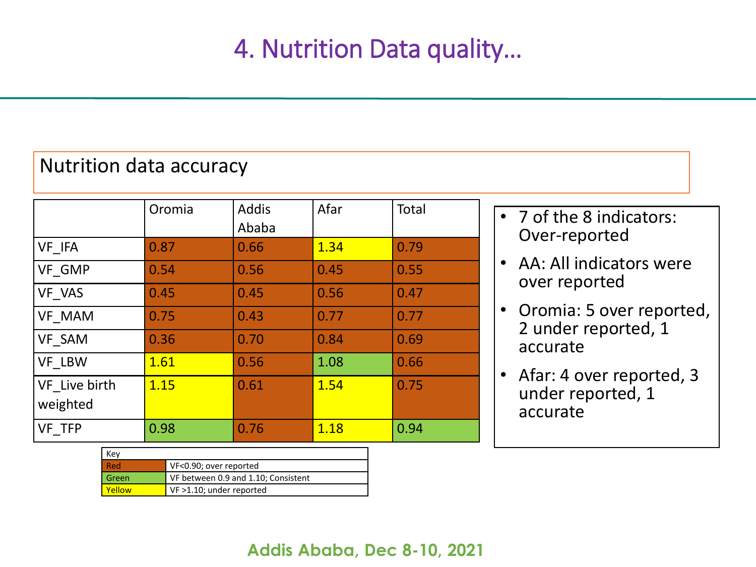# 4. Nutrition Data quality…

## Nutrition data accuracy

| | Oromia | Addis Ababa | Afar | Total |
|---|---|---|---|---|
| VF_IFA | 0.87 | 0.66 | 1.34 | 0.79 |
| VF_GMP | 0.54 | 0.56 | 0.45 | 0.55 |
| VF_VAS | 0.45 | 0.45 | 0.56 | 0.47 |
| VF_MAM | 0.75 | 0.43 | 0.77 | 0.77 |
| VF_SAM | 0.36 | 0.70 | 0.84 | 0.69 |
| VF_LBW | 1.61 | 0.56 | 1.08 | 0.66 |
| VF_Live birth weighted | 1.15 | 0.61 | 1.54 | 0.75 |
| VF_TFP | 0.98 | 0.76 | 1.18 | 0.94 |

| Key | |
|---|---|
| Red | VF<0.90; over reported |
| Green | VF between 0.9 and 1.10; Consistent |
| Yellow | VF >1.10; under reported |

- 7 of the 8 indicators: Over-reported
- AA: All indicators were over reported
- Oromia: 5 over reported, 2 under reported, 1 accurate
- Afar: 4 over reported, 3 under reported, 1 accurate

Addis Ababa, Dec 8-10, 2021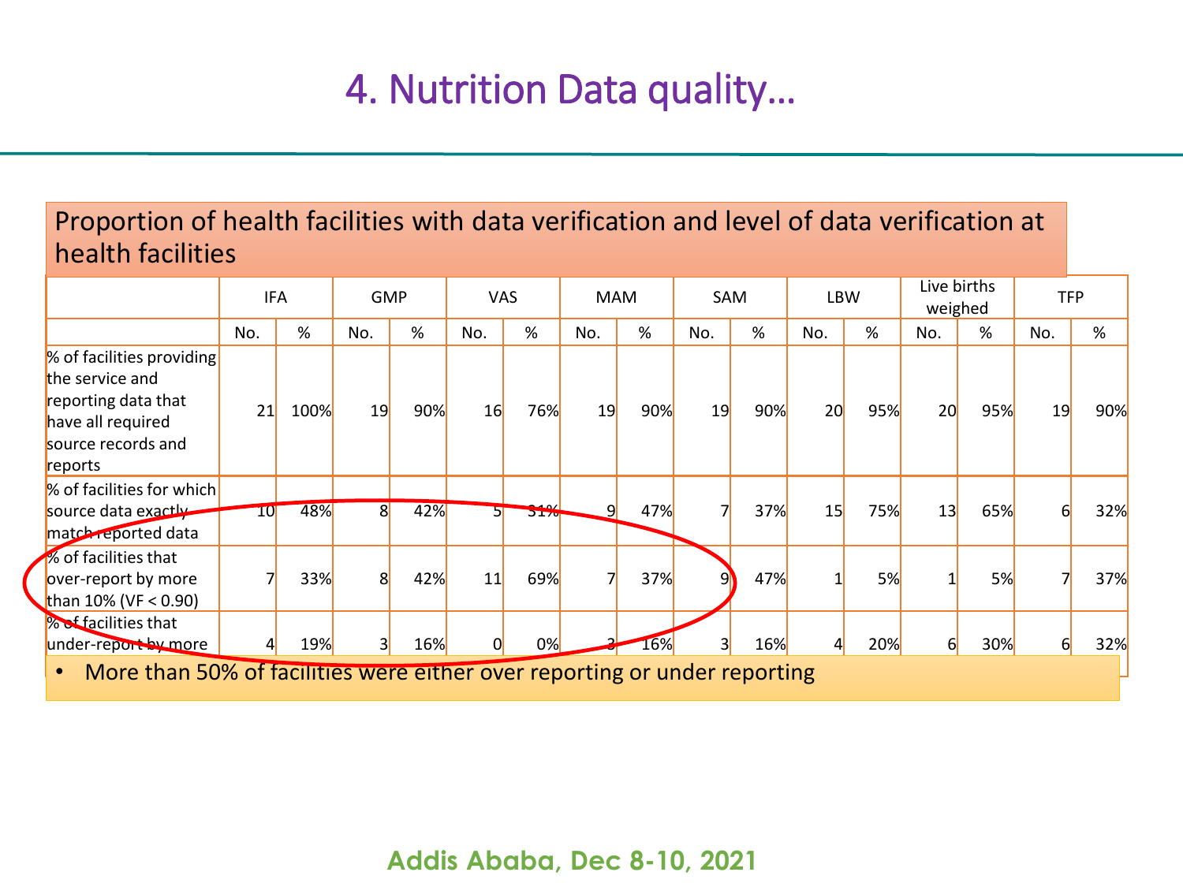# 4. Nutrition Data quality…

## Proportion of health facilities with data verification and level of data verification at health facilities

| | IFA | | GMP | | VAS | | MAM | | SAM | | LBW | | Live births weighed | | TFP | |
|---|---|---|---|---|---|---|---|---|---|---|---|---|---|---|---|---|
| | No. | % | No. | % | No. | % | No. | % | No. | % | No. | % | No. | % | No. | % |
| % of facilities providing the service and reporting data that have all required source records and reports | 21 | 100% | 19 | 90% | 16 | 76% | 19 | 90% | 19 | 90% | 20 | 95% | 20 | 95% | 19 | 90% |
| % of facilities for which source data exactly match reported data | 10 | 48% | 8 | 42% | 5 | 31% | 9 | 47% | 7 | 37% | 15 | 75% | 13 | 65% | 6 | 32% |
| % of facilities that over-report by more than 10% (VF < 0.90) | 7 | 33% | 8 | 42% | 11 | 69% | 7 | 37% | 9 | 47% | 1 | 5% | 1 | 5% | 7 | 37% |
| % of facilities that under-report by more | 4 | 19% | 3 | 16% | 0 | 0% | 3 | 16% | 3 | 16% | 4 | 20% | 6 | 30% | 6 | 32% |

- More than 50% of facilities were either over reporting or under reporting

**Addis Ababa, Dec 8-10, 2021**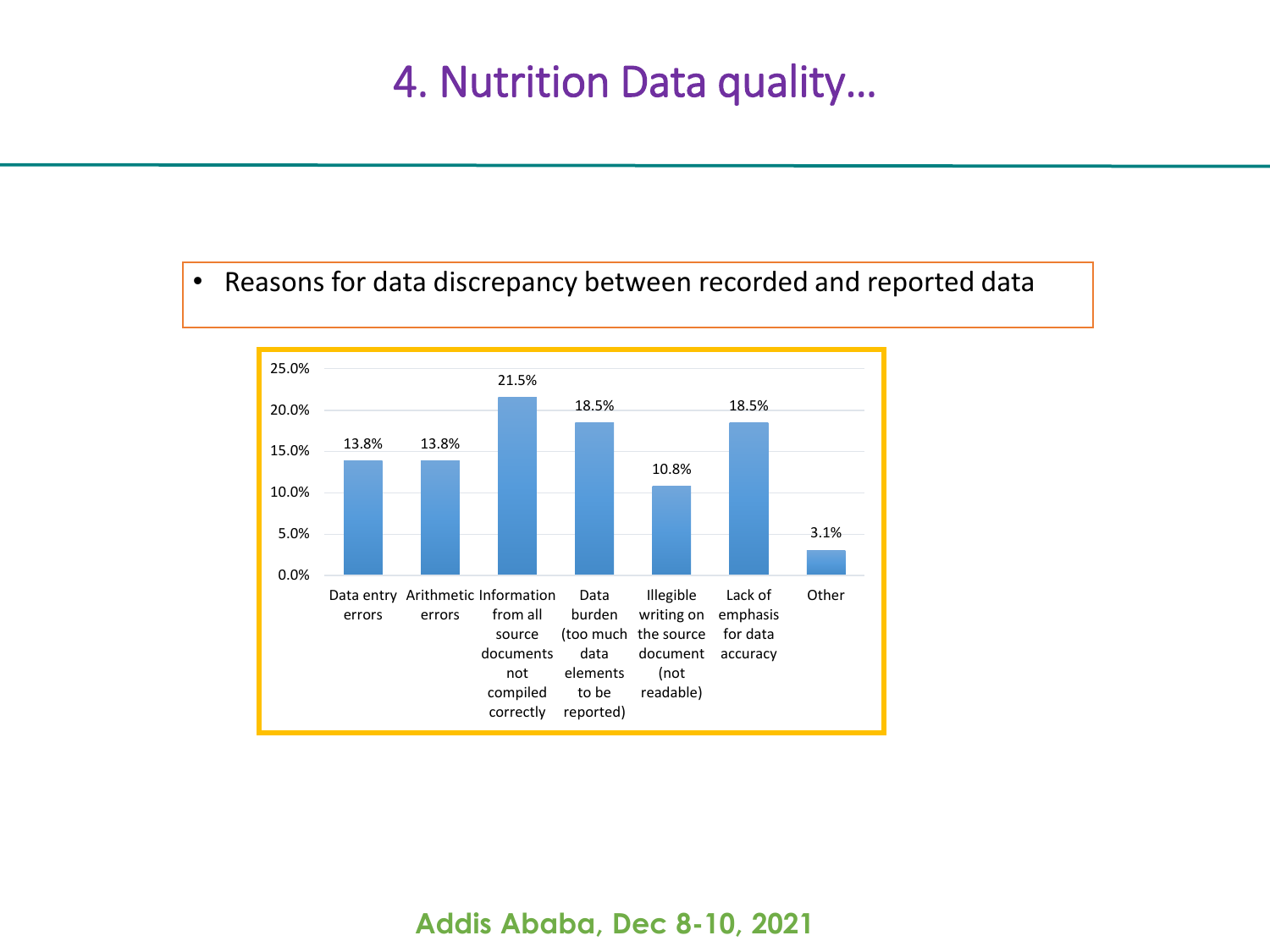# 4. Nutrition Data quality…

- Reasons for data discrepancy between recorded and reported data

| Reason | Percentage |
|---|---|
| Data entry errors | 13.8% |
| Arithmetic errors | 13.8% |
| Information from all source documents not compiled correctly | 21.5% |
| Data burden (too much data elements to be reported) | 18.5% |
| Illegible writing on the source document (not readable) | 10.8% |
| Lack of emphasis for data accuracy | 18.5% |
| Other | 3.1% |

Addis Ababa, Dec 8-10, 2021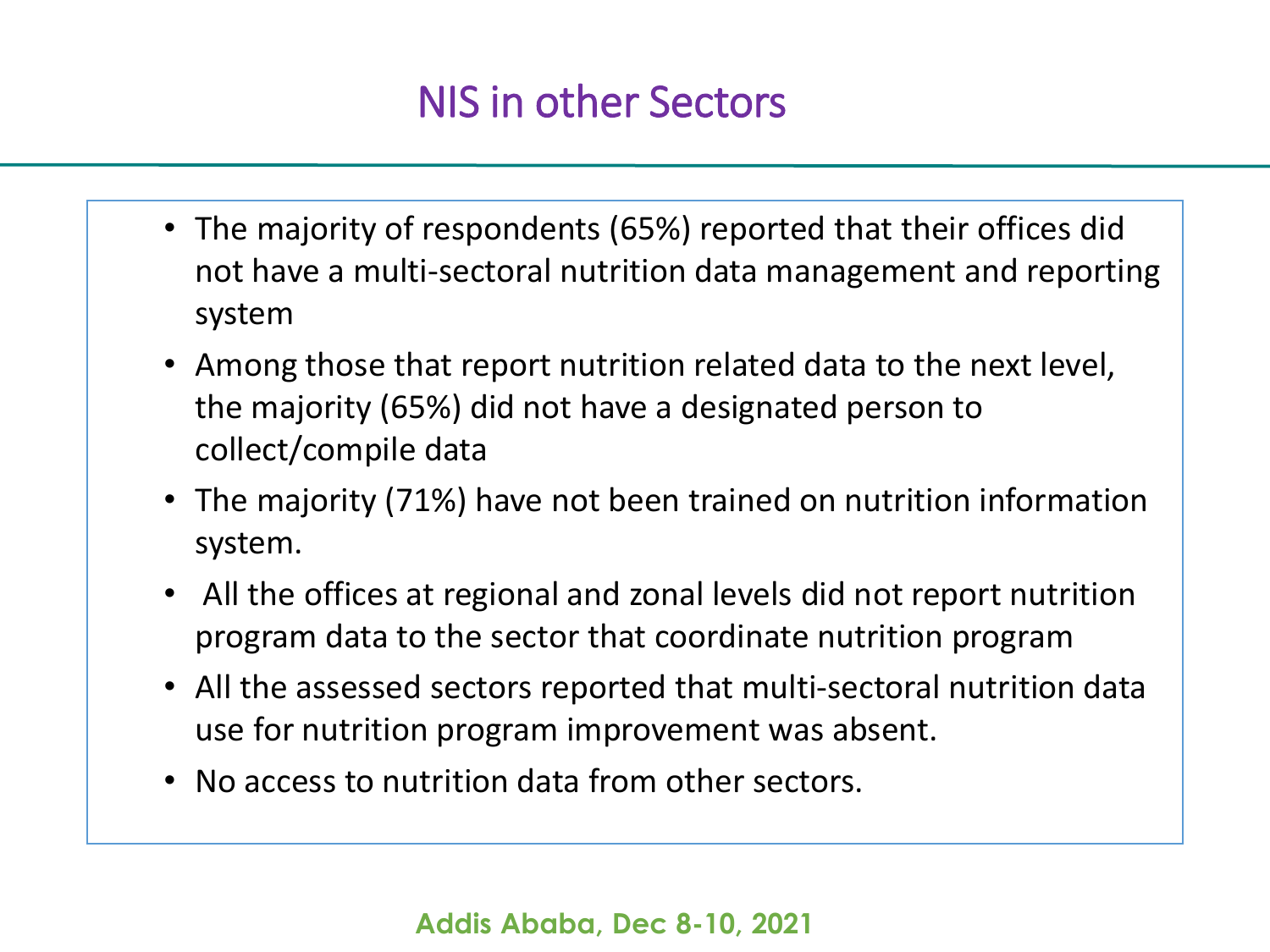# NIS in other Sectors

- The majority of respondents (65%) reported that their offices did not have a multi-sectoral nutrition data management and reporting system
- Among those that report nutrition related data to the next level, the majority (65%) did not have a designated person to collect/compile data
- The majority (71%) have not been trained on nutrition information system.
- All the offices at regional and zonal levels did not report nutrition program data to the sector that coordinate nutrition program
- All the assessed sectors reported that multi-sectoral nutrition data use for nutrition program improvement was absent.
- No access to nutrition data from other sectors.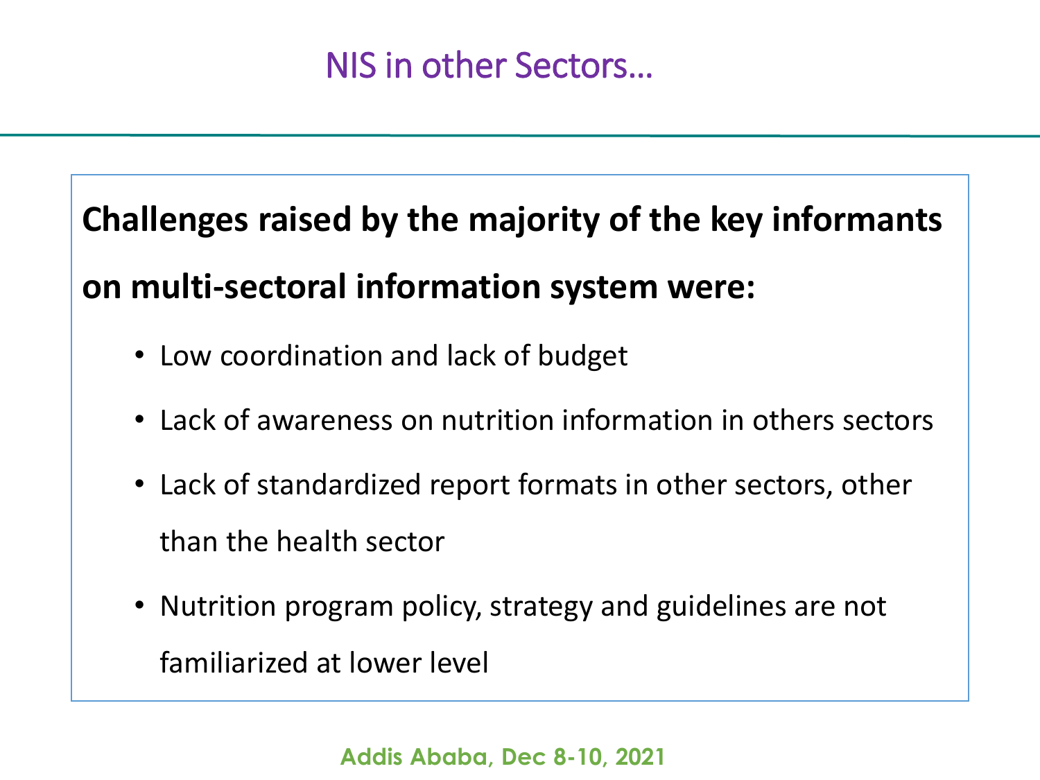# NIS in other Sectors…

**Challenges raised by the majority of the key informants on multi-sectoral information system were:**

- Low coordination and lack of budget
- Lack of awareness on nutrition information in others sectors
- Lack of standardized report formats in other sectors, other than the health sector
- Nutrition program policy, strategy and guidelines are not familiarized at lower level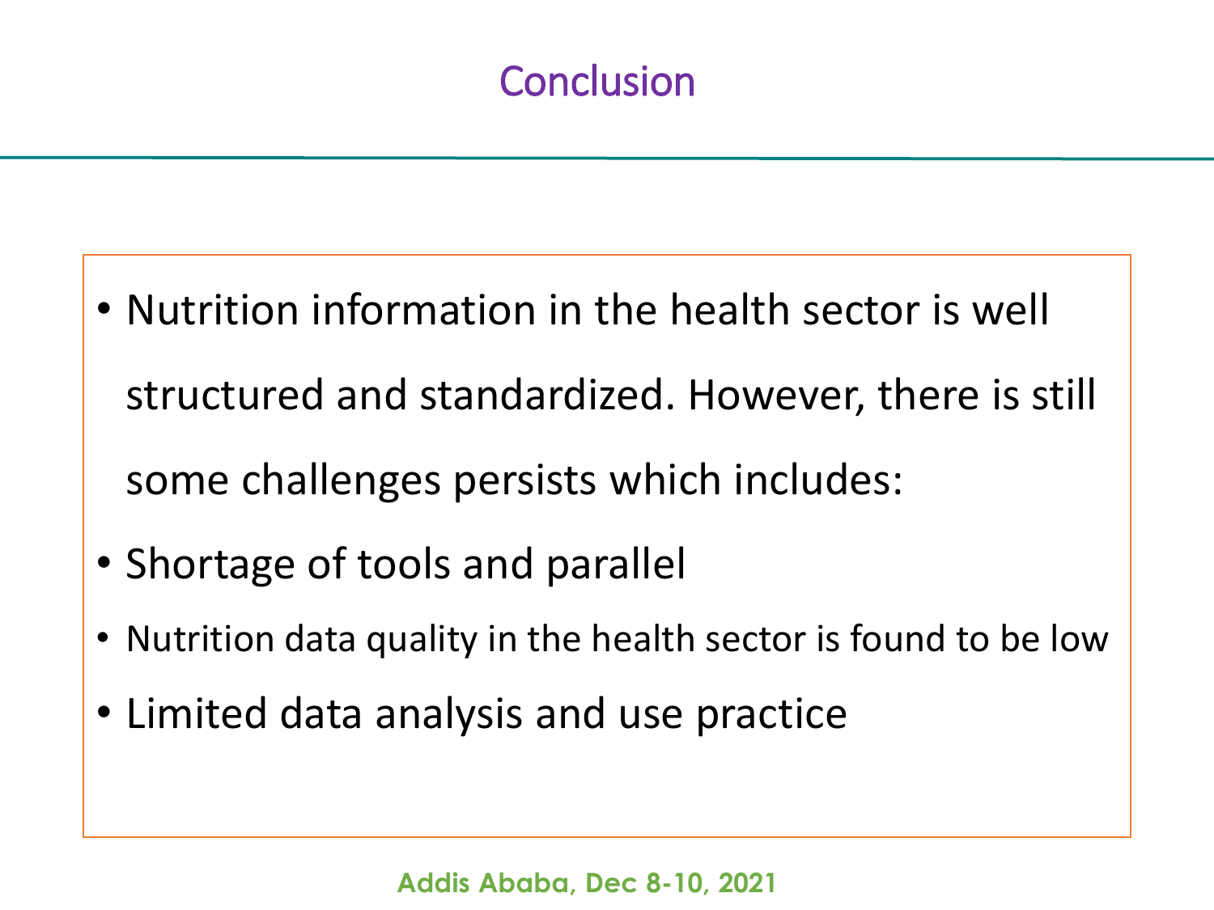# Conclusion

- Nutrition information in the health sector is well structured and standardized. However, there is still some challenges persists which includes:
- Shortage of tools and parallel
- Nutrition data quality in the health sector is found to be low
- Limited data analysis and use practice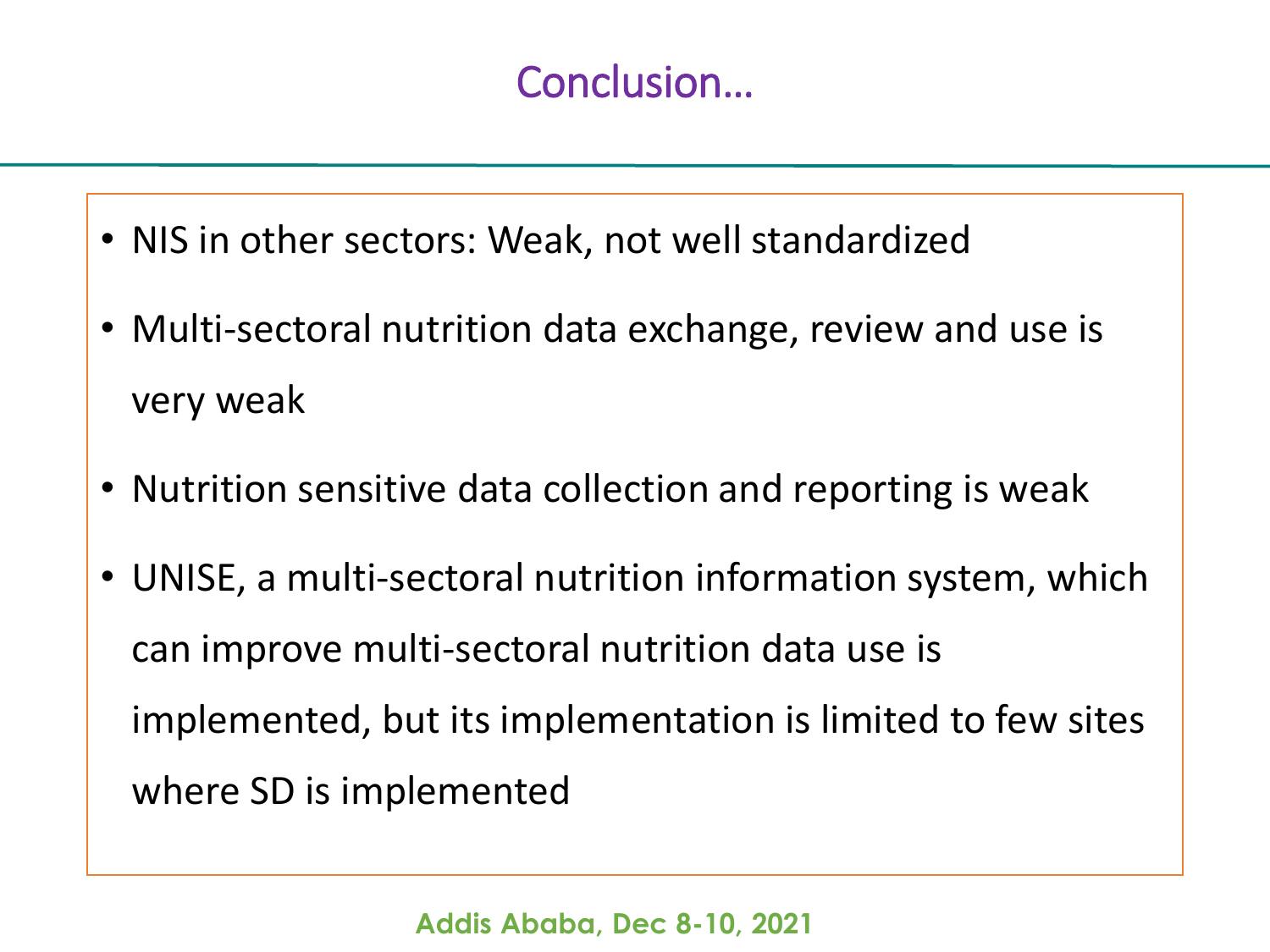# Conclusion…

- NIS in other sectors: Weak, not well standardized
- Multi-sectoral nutrition data exchange, review and use is very weak
- Nutrition sensitive data collection and reporting is weak
- UNISE, a multi-sectoral nutrition information system, which can improve multi-sectoral nutrition data use is implemented, but its implementation is limited to few sites where SD is implemented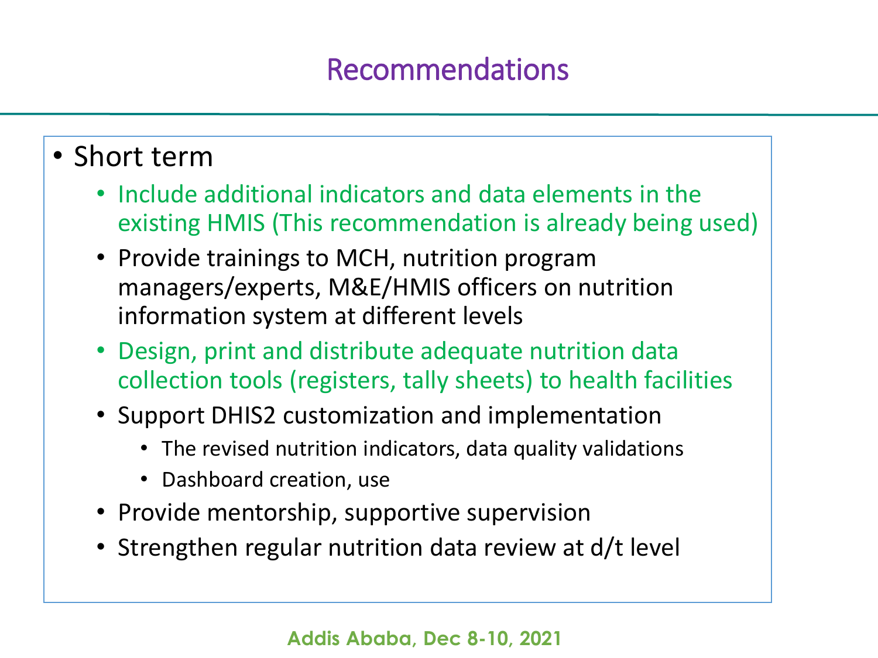# Recommendations

- Short term
  - Include additional indicators and data elements in the existing HMIS (This recommendation is already being used)
  - Provide trainings to MCH, nutrition program managers/experts, M&E/HMIS officers on nutrition information system at different levels
  - Design, print and distribute adequate nutrition data collection tools (registers, tally sheets) to health facilities
  - Support DHIS2 customization and implementation
    - The revised nutrition indicators, data quality validations
    - Dashboard creation, use
  - Provide mentorship, supportive supervision
  - Strengthen regular nutrition data review at d/t level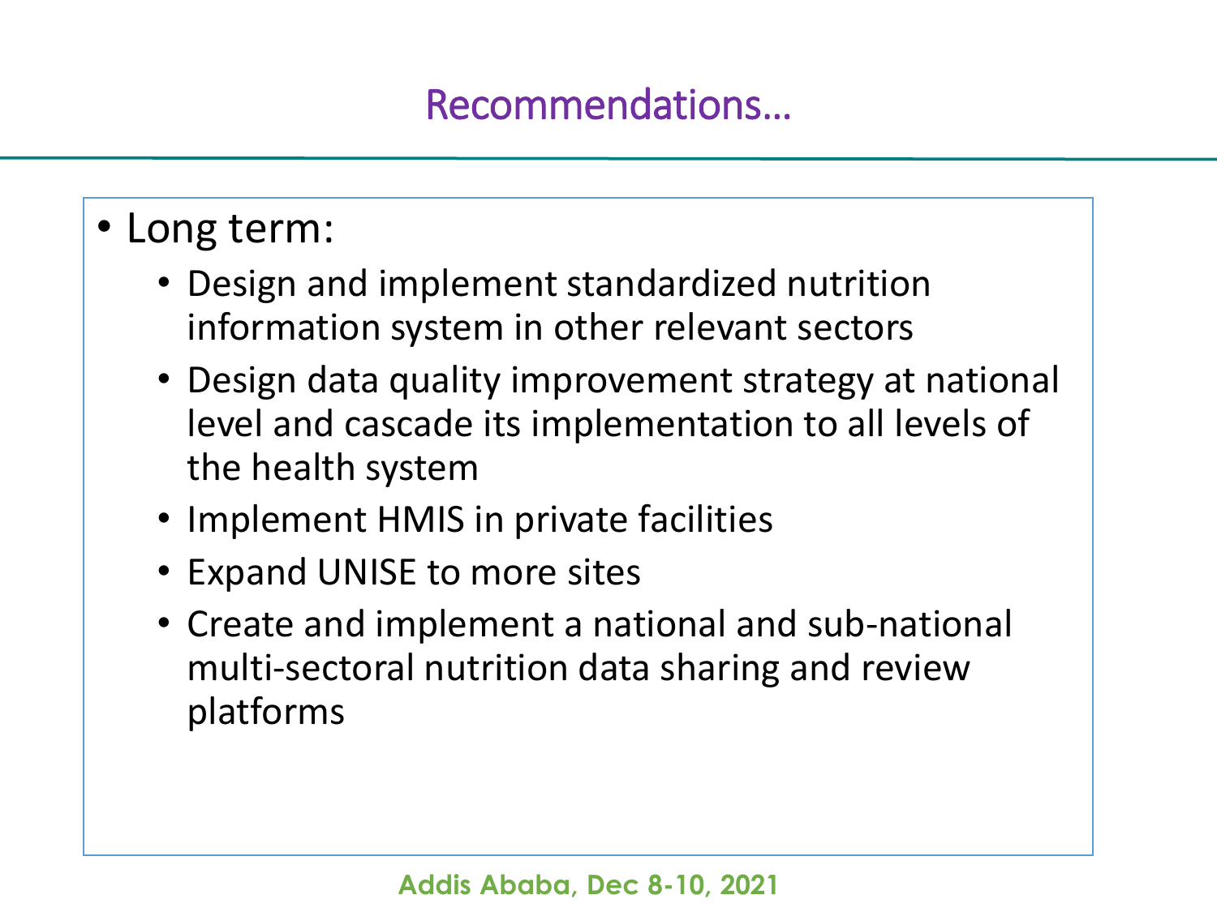# Recommendations…

- Long term:
  - Design and implement standardized nutrition information system in other relevant sectors
  - Design data quality improvement strategy at national level and cascade its implementation to all levels of the health system
  - Implement HMIS in private facilities
  - Expand UNISE to more sites
  - Create and implement a national and sub-national multi-sectoral nutrition data sharing and review platforms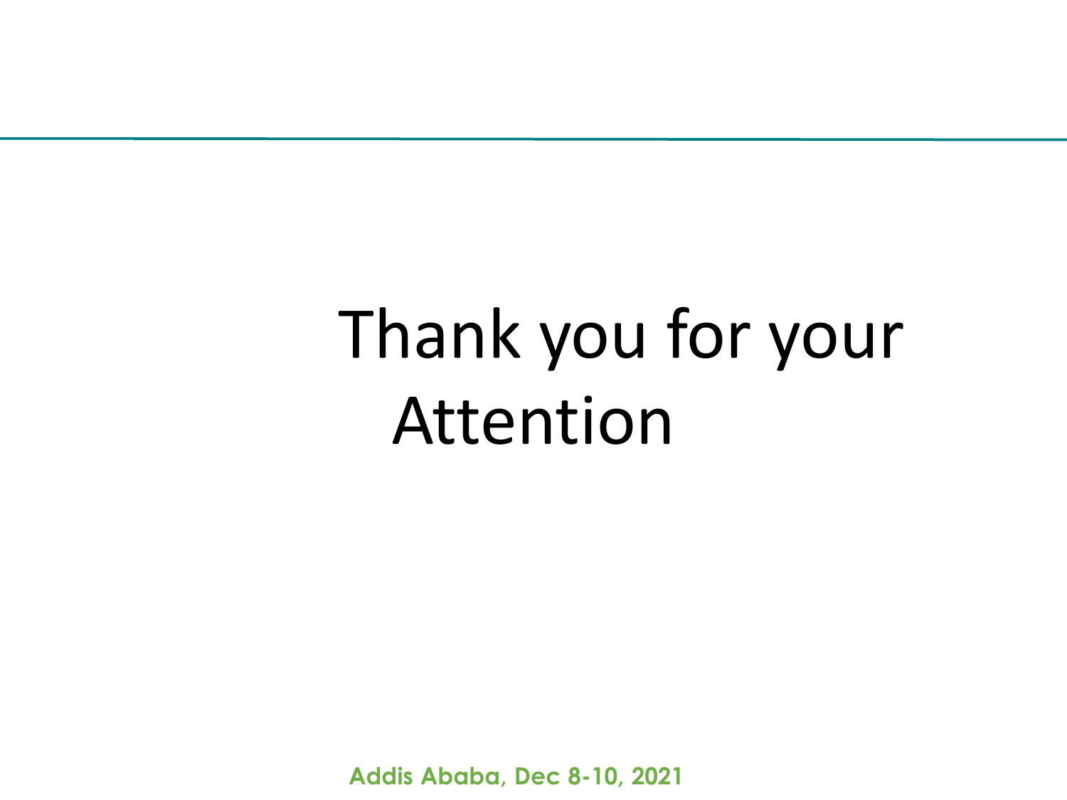# Thank you for your Attention